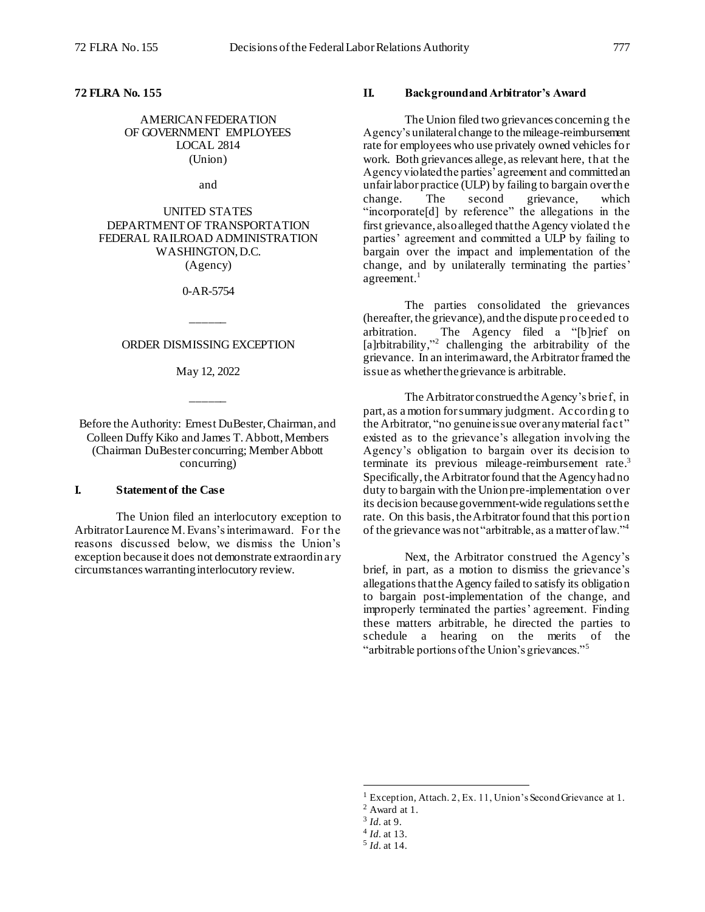**72 FLRA No. 155**

AMERICAN FEDERATION
OF GOVERNMENT EMPLOYEES
LOCAL 2814
(Union)

and

UNITED STATES
DEPARTMENT OF TRANSPORTATION
FEDERAL RAILROAD ADMINISTRATION
WASHINGTON, D.C.
(Agency)

0-AR-5754

_____

ORDER DISMISSING EXCEPTION

May 12, 2022

_____

Before the Authority: Ernest DuBester, Chairman, and Colleen Duffy Kiko and James T. Abbott, Members (Chairman DuBester concurring; Member Abbott concurring)

## I. Statement of the Case

The Union filed an interlocutory exception to Arbitrator Laurence M. Evans's interim award. For the reasons discussed below, we dismiss the Union's exception because it does not demonstrate extraordinary circumstances warranting interlocutory review.

## II. Background and Arbitrator's Award

The Union filed two grievances concerning the Agency's unilateral change to the mileage-reimbursement rate for employees who use privately owned vehicles for work. Both grievances allege, as relevant here, that the Agency violated the parties' agreement and committed an unfair labor practice (ULP) by failing to bargain over the change. The second grievance, which "incorporate[d] by reference" the allegations in the first grievance, also alleged that the Agency violated the parties' agreement and committed a ULP by failing to bargain over the impact and implementation of the change, and by unilaterally terminating the parties' agreement.[1]

The parties consolidated the grievances (hereafter, the grievance), and the dispute proceeded to arbitration. The Agency filed a "[b]rief on [a]rbitrability,"[2] challenging the arbitrability of the grievance. In an interim award, the Arbitrator framed the issue as whether the grievance is arbitrable.

The Arbitrator construed the Agency's brief, in part, as a motion for summary judgment. According to the Arbitrator, "no genuine issue over any material fact" existed as to the grievance's allegation involving the Agency's obligation to bargain over its decision to terminate its previous mileage-reimbursement rate.[3] Specifically, the Arbitrator found that the Agency had no duty to bargain with the Union pre-implementation over its decision because government-wide regulations set the rate. On this basis, the Arbitrator found that this portion of the grievance was not "arbitrable, as a matter of law."[4]

Next, the Arbitrator construed the Agency's brief, in part, as a motion to dismiss the grievance's allegations that the Agency failed to satisfy its obligation to bargain post-implementation of the change, and improperly terminated the parties' agreement. Finding these matters arbitrable, he directed the parties to schedule a hearing on the merits of the "arbitrable portions of the Union's grievances."[5]

---

[1] Exception, Attach. 2, Ex. 11, Union's Second Grievance at 1.

[2] Award at 1.

[3] *Id.* at 9.

[4] *Id.* at 13.

[5] *Id.* at 14.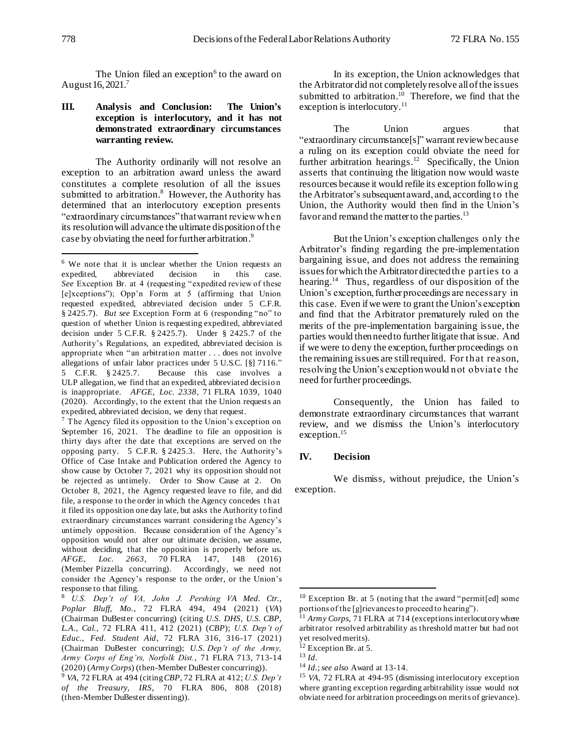The Union filed an exception[6] to the award on August 16, 2021.[7]

## III. Analysis and Conclusion: The Union's exception is interlocutory, and it has not demonstrated extraordinary circumstances warranting review.

The Authority ordinarily will not resolve an exception to an arbitration award unless the award constitutes a complete resolution of all the issues submitted to arbitration.[8] However, the Authority has determined that an interlocutory exception presents "extraordinary circumstances" that warrant review when its resolution will advance the ultimate disposition of the case by obviating the need for further arbitration.[9]

In its exception, the Union acknowledges that the Arbitrator did not completely resolve all of the issues submitted to arbitration.[10] Therefore, we find that the exception is interlocutory.[11]

The Union argues that "extraordinary circumstance[s]" warrant review because a ruling on its exception could obviate the need for further arbitration hearings.[12] Specifically, the Union asserts that continuing the litigation now would waste resources because it would refile its exception following the Arbitrator's subsequent award, and, according to the Union, the Authority would then find in the Union's favor and remand the matter to the parties.[13]

But the Union's exception challenges only the Arbitrator's finding regarding the pre-implementation bargaining issue, and does not address the remaining issues for which the Arbitrator directed the parties to a hearing.[14] Thus, regardless of our disposition of the Union's exception, further proceedings are necessary in this case. Even if we were to grant the Union's exception and find that the Arbitrator prematurely ruled on the merits of the pre-implementation bargaining issue, the parties would then need to further litigate that issue. And if we were to deny the exception, further proceedings on the remaining issues are still required. For that reason, resolving the Union's exception would not obviate the need for further proceedings.

Consequently, the Union has failed to demonstrate extraordinary circumstances that warrant review, and we dismiss the Union's interlocutory exception.[15]

## IV. Decision

We dismiss, without prejudice, the Union's exception.

---

[6] We note that it is unclear whether the Union requests an expedited, abbreviated decision in this case. *See* Exception Br. at 4 (requesting "expedited review of these [e]xceptions"); Opp'n Form at 5 (affirming that Union requested expedited, abbreviated decision under 5 C.F.R. § 2425.7). *But see* Exception Form at 6 (responding "no" to question of whether Union is requesting expedited, abbreviated decision under 5 C.F.R. § 2425.7). Under § 2425.7 of the Authority's Regulations, an expedited, abbreviated decision is appropriate when "an arbitration matter . . . does not involve allegations of unfair labor practices under 5 U.S.C. [§] 7116." 5 C.F.R. § 2425.7. Because this case involves a ULP allegation, we find that an expedited, abbreviated decision is inappropriate. *AFGE, Loc. 2338*, 71 FLRA 1039, 1040 (2020). Accordingly, to the extent that the Union requests an expedited, abbreviated decision, we deny that request.

[7] The Agency filed its opposition to the Union's exception on September 16, 2021. The deadline to file an opposition is thirty days after the date that exceptions are served on the opposing party. 5 C.F.R. § 2425.3. Here, the Authority's Office of Case Intake and Publication ordered the Agency to show cause by October 7, 2021 why its opposition should not be rejected as untimely. Order to Show Cause at 2. On October 8, 2021, the Agency requested leave to file, and did file, a response to the order in which the Agency concedes that it filed its opposition one day late, but asks the Authority to find extraordinary circumstances warrant considering the Agency's untimely opposition. Because consideration of the Agency's opposition would not alter our ultimate decision, we assume, without deciding, that the opposition is properly before us. *AFGE, Loc. 2663*, 70 FLRA 147, 148 (2016) (Member Pizzella concurring). Accordingly, we need not consider the Agency's response to the order, or the Union's response to that filing.

[8] *U.S. Dep't of VA, John J. Pershing VA Med. Ctr., Poplar Bluff, Mo.*, 72 FLRA 494, 494 (2021) (*VA*) (Chairman DuBester concurring) (citing *U.S. DHS, U.S. CBP, L.A., Cal.*, 72 FLRA 411, 412 (2021) (*CBP*); *U.S. Dep't of Educ., Fed. Student Aid*, 72 FLRA 316, 316-17 (2021) (Chairman DuBester concurring); *U.S. Dep't of the Army, Army Corps of Eng'rs, Norfolk Dist.*, 71 FLRA 713, 713-14 (2020) (*Army Corps*) (then-Member DuBester concurring)).

[9] *VA*, 72 FLRA at 494 (citing *CBP*, 72 FLRA at 412; *U.S. Dep't of the Treasury, IRS*, 70 FLRA 806, 808 (2018) (then-Member DuBester dissenting)).

[10] Exception Br. at 5 (noting that the award "permit[ed] some portions of the [g]rievances to proceed to hearing").

[11] *Army Corps*, 71 FLRA at 714 (exceptions interlocutory where arbitrator resolved arbitrability as threshold matter but had not yet resolved merits).

[12] Exception Br. at 5.

[13] *Id.*

[14] *Id.*; *see also* Award at 13-14.

[15] *VA*, 72 FLRA at 494-95 (dismissing interlocutory exception where granting exception regarding arbitrability issue would not obviate need for arbitration proceedings on merits of grievance).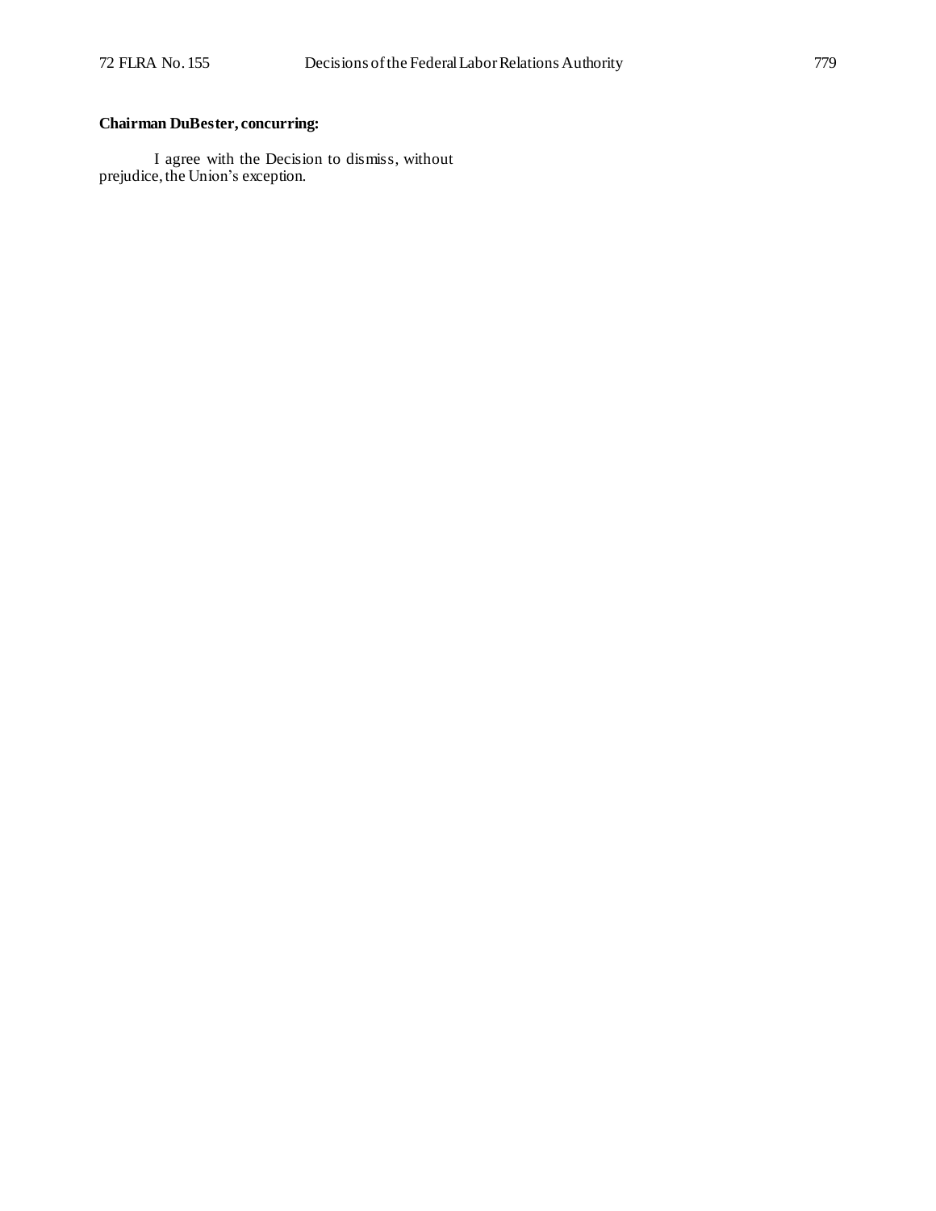**Chairman DuBester, concurring:**

I agree with the Decision to dismiss, without prejudice, the Union's exception.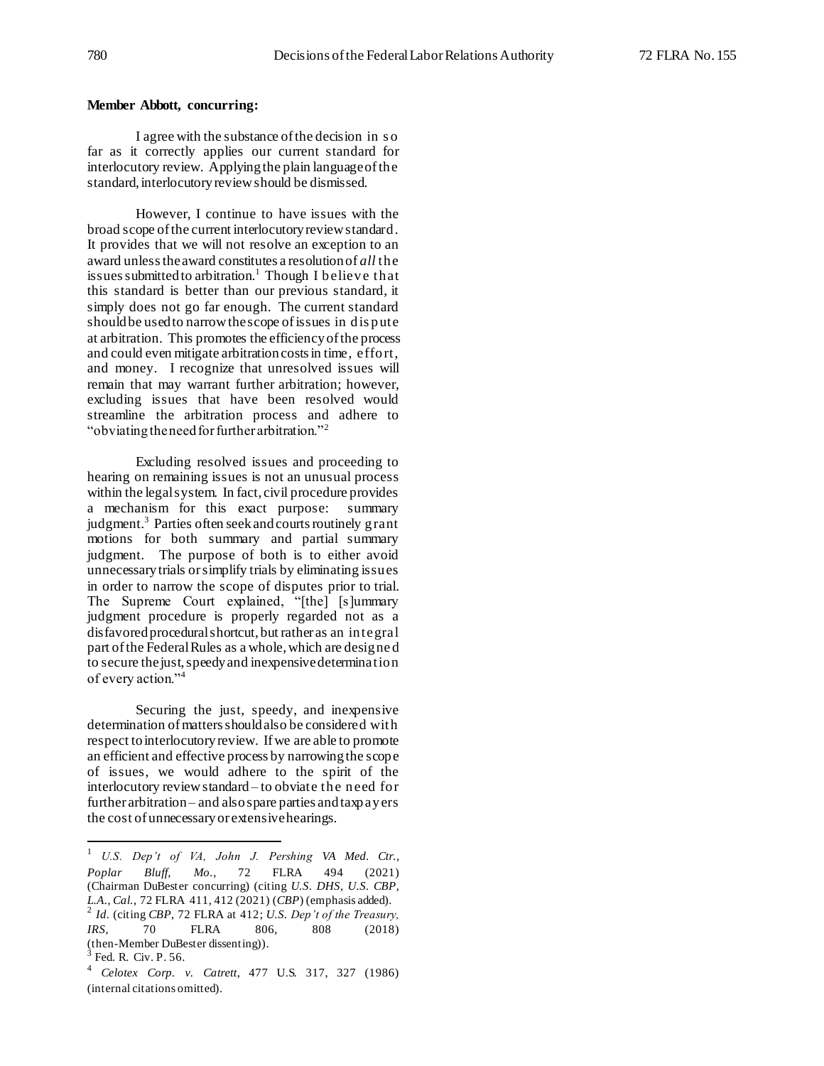**Member Abbott, concurring:**

I agree with the substance of the decision in so far as it correctly applies our current standard for interlocutory review. Applying the plain language of the standard, interlocutory review should be dismissed.

However, I continue to have issues with the broad scope of the current interlocutory review standard. It provides that we will not resolve an exception to an award unless the award constitutes a resolution of *all* the issues submitted to arbitration.[1] Though I believe that this standard is better than our previous standard, it simply does not go far enough. The current standard should be used to narrow the scope of issues in dispute at arbitration. This promotes the efficiency of the process and could even mitigate arbitration costs in time, effort, and money. I recognize that unresolved issues will remain that may warrant further arbitration; however, excluding issues that have been resolved would streamline the arbitration process and adhere to "obviating the need for further arbitration."[2]

Excluding resolved issues and proceeding to hearing on remaining issues is not an unusual process within the legal system. In fact, civil procedure provides a mechanism for this exact purpose: summary judgment.[3] Parties often seek and courts routinely grant motions for both summary and partial summary judgment. The purpose of both is to either avoid unnecessary trials or simplify trials by eliminating issues in order to narrow the scope of disputes prior to trial. The Supreme Court explained, "[the] [s]ummary judgment procedure is properly regarded not as a disfavored procedural shortcut, but rather as an integral part of the Federal Rules as a whole, which are designed to secure the just, speedy and inexpensive determination of every action."[4]

Securing the just, speedy, and inexpensive determination of matters should also be considered with respect to interlocutory review. If we are able to promote an efficient and effective process by narrowing the scope of issues, we would adhere to the spirit of the interlocutory review standard – to obviate the need for further arbitration – and also spare parties and taxpayers the cost of unnecessary or extensive hearings.

---

[1] *U.S. Dep't of VA, John J. Pershing VA Med. Ctr., Poplar Bluff, Mo.*, 72 FLRA 494 (2021) (Chairman DuBester concurring) (citing *U.S. DHS, U.S. CBP, L.A., Cal.*, 72 FLRA 411, 412 (2021) (*CBP*) (emphasis added).

[2] *Id.* (citing *CBP*, 72 FLRA at 412; *U.S. Dep't of the Treasury, IRS*, 70 FLRA 806, 808 (2018) (then-Member DuBester dissenting)).

[3] Fed. R. Civ. P. 56.

[4] *Celotex Corp. v. Catrett*, 477 U.S. 317, 327 (1986) (internal citations omitted).